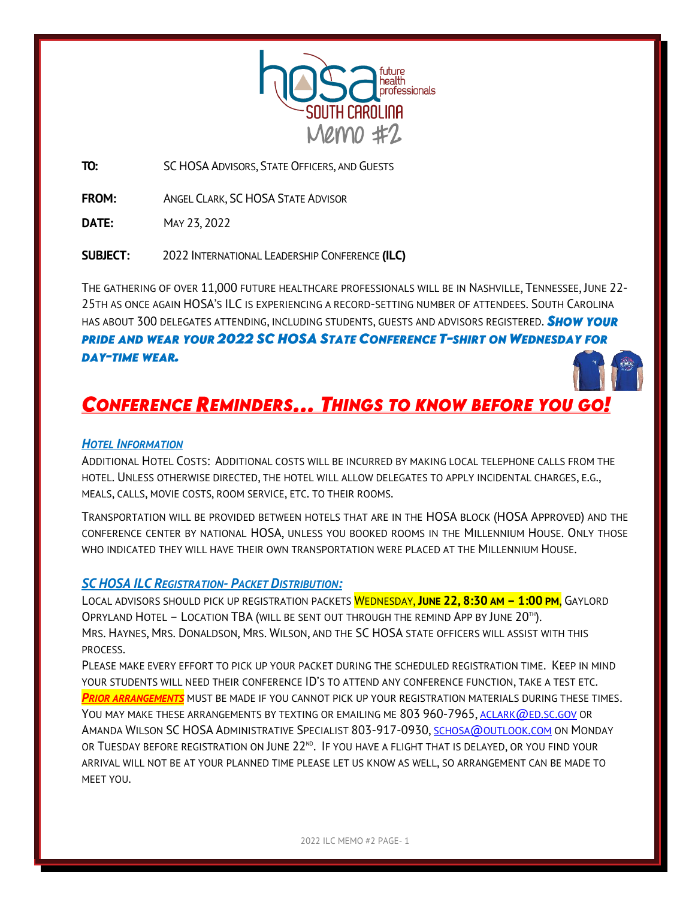# SC HOSA Memo #2

**TO:** SC HOSA Advisors, State Officers, and Guests

**FROM:** Angel Clark, SC HOSA State Advisor

**DATE:** May 23, 2022

**SUBJECT:** 2022 International Leadership Conference **(ILC)**

The gathering of over 11,000 future healthcare professionals will be in Nashville, Tennessee, June 22-25th as once again HOSA's ILC is experiencing a record-setting number of attendees. South Carolina has about 300 delegates attending, including students, guests and advisors registered. ***Show your pride and wear your 2022 SC HOSA State Conference T-shirt on Wednesday for day-time wear.***

## *Conference Reminders… Things to know before you go!*

### *Hotel Information*

Additional Hotel Costs: Additional costs will be incurred by making local telephone calls from the hotel. Unless otherwise directed, the hotel will allow delegates to apply incidental charges, e.g., meals, calls, movie costs, room service, etc. to their rooms.

Transportation will be provided between hotels that are in the HOSA block (HOSA Approved) and the conference center by national HOSA, unless you booked rooms in the Millennium House. Only those who indicated they will have their own transportation were placed at the Millennium House.

### *SC HOSA ILC Registration- Packet Distribution:*

Local advisors should pick up registration packets Wednesday, **June 22, 8:30 am – 1:00 pm**, Gaylord Opryland Hotel – Location TBA (will be sent out through the Remind App by June 20th).
Mrs. Haynes, Mrs. Donaldson, Mrs. Wilson, and the SC HOSA state officers will assist with this process.

Please make every effort to pick up your packet during the scheduled registration time. Keep in mind your students will need their conference ID's to attend any conference function, take a test etc. ***Prior arrangements*** must be made if you cannot pick up your registration materials during these times. You may make these arrangements by texting or emailing me 803 960-7965, aclark@ed.sc.gov or Amanda Wilson SC HOSA Administrative Specialist 803-917-0930, schosa@outlook.com on Monday or Tuesday before registration on June 22nd. If you have a flight that is delayed, or you find your arrival will not be at your planned time please let us know as well, so arrangement can be made to meet you.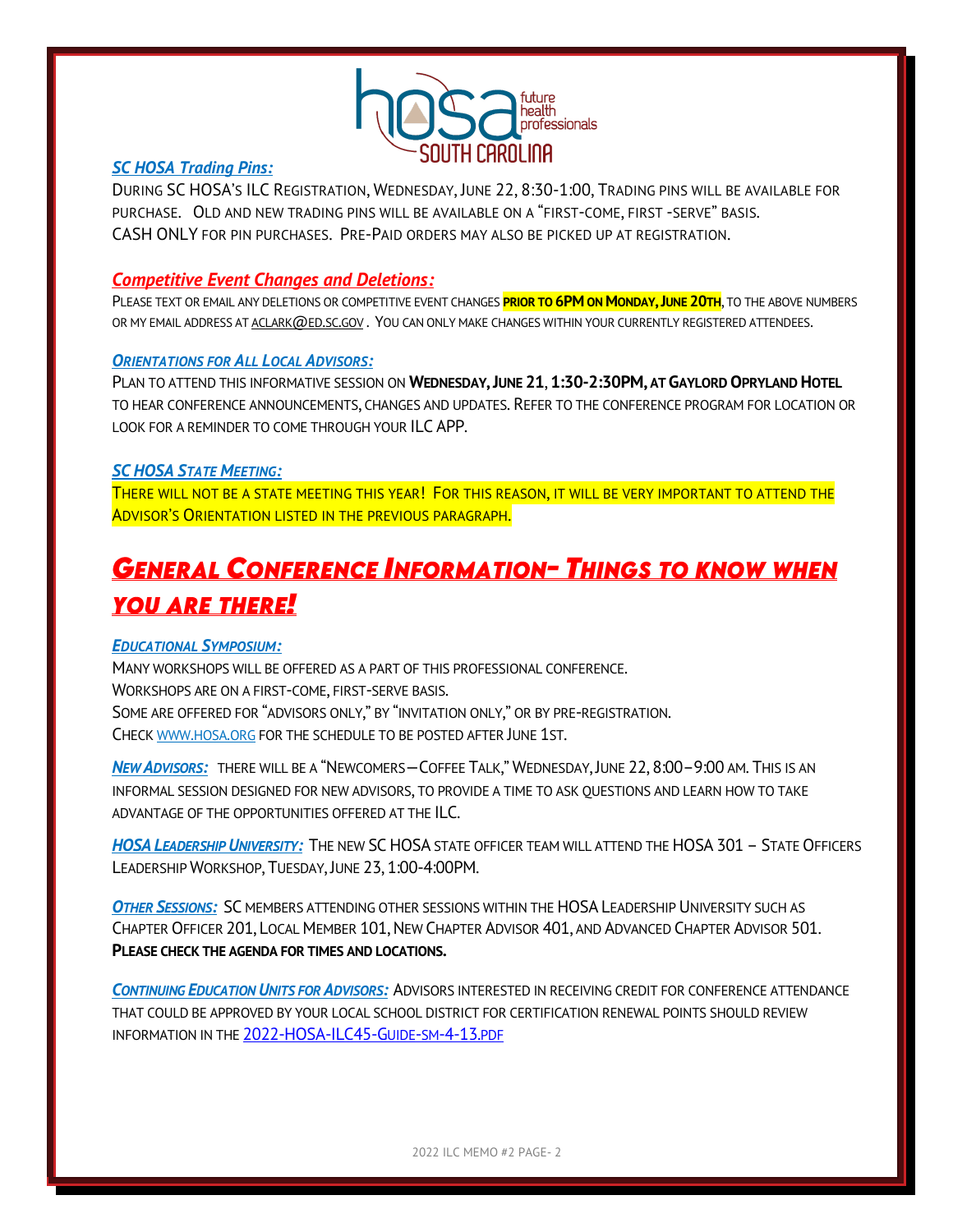### *SC HOSA Trading Pins:*

During SC HOSA's ILC Registration, Wednesday, June 22, 8:30-1:00, Trading pins will be available for purchase. Old and new trading pins will be available on a "first-come, first -serve" basis. CASH ONLY for pin purchases. Pre-Paid orders may also be picked up at registration.

### *Competitive Event Changes and Deletions:*

Please text or email any deletions or competitive event changes **prior to 6PM on Monday, June 20th**, to the above numbers or my email address at aclark@ed.sc.gov . You can only make changes within your currently registered attendees.

### *Orientations for All Local Advisors:*

Plan to attend this informative session on **Wednesday, June 21**, **1:30-2:30PM, at Gaylord Opryland Hotel** to hear conference announcements, changes and updates. Refer to the conference program for location or look for a reminder to come through your ILC APP.

### *SC HOSA State Meeting:*

There will not be a state meeting this year! For this reason, it will be very important to attend the Advisor's Orientation listed in the previous paragraph.

## *General Conference Information- Things to know when you are there!*

### *Educational Symposium:*

Many workshops will be offered as a part of this professional conference.
Workshops are on a first-come, first-serve basis.
Some are offered for "advisors only," by "invitation only," or by pre-registration.
Check www.hosa.org for the schedule to be posted after June 1st.

***New Advisors:*** There will be a "Newcomers—Coffee Talk," Wednesday, June 22, 8:00–9:00 am. This is an informal session designed for new advisors, to provide a time to ask questions and learn how to take advantage of the opportunities offered at the ILC.

***HOSA Leadership University:*** The new SC HOSA state officer team will attend the HOSA 301 – State Officers Leadership Workshop, Tuesday, June 23, 1:00-4:00PM.

***Other Sessions:*** SC members attending other sessions within the HOSA Leadership University such as Chapter Officer 201, Local Member 101, New Chapter Advisor 401, and Advanced Chapter Advisor 501. **Please check the agenda for times and locations.**

***Continuing Education Units for Advisors:*** Advisors interested in receiving credit for conference attendance that could be approved by your local school district for certification renewal points should review information in the 2022-HOSA-ILC45-Guide-sm-4-13.pdf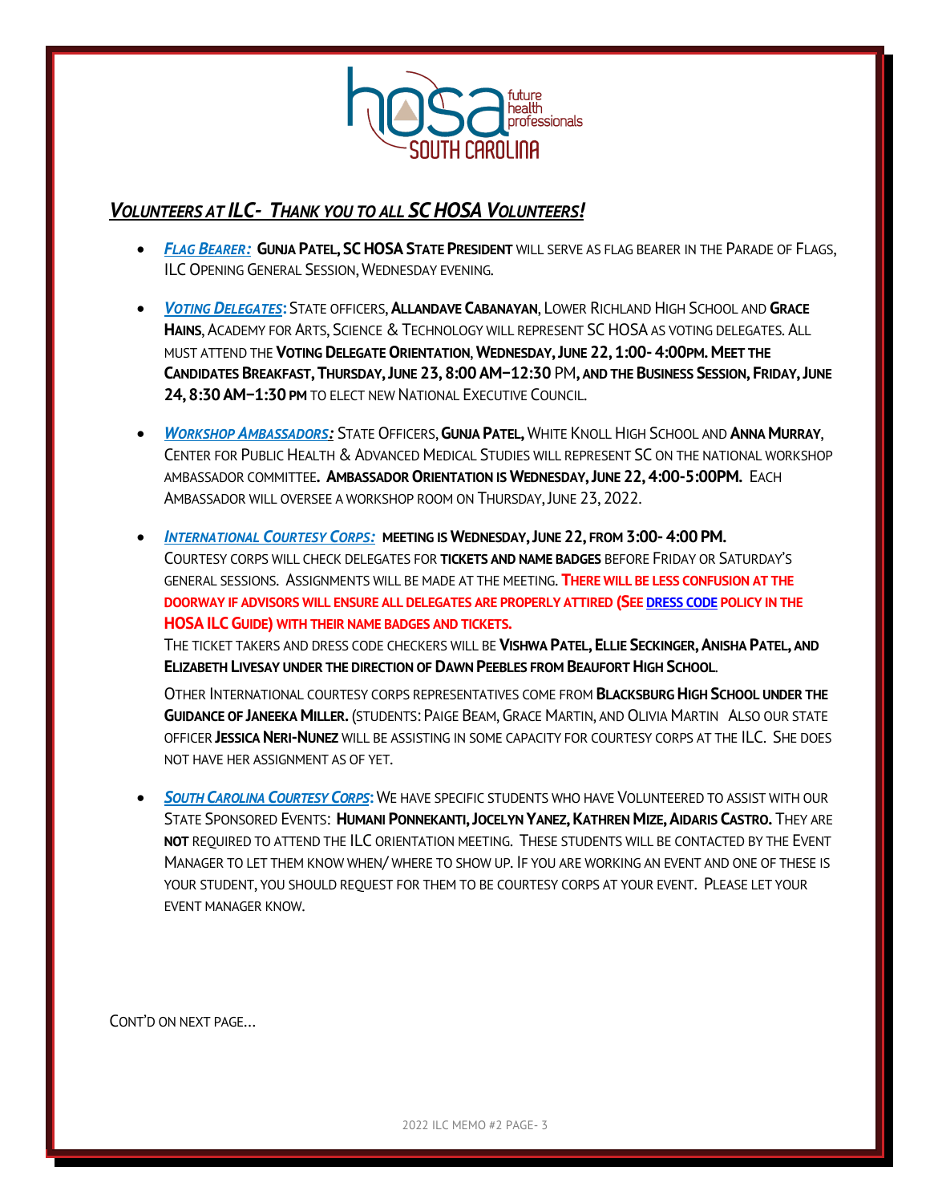## *Volunteers at ILC- Thank you to all SC HOSA Volunteers!*

- ***Flag Bearer:*** **Gunja Patel, SC HOSA State President** will serve as flag bearer in the Parade of Flags, ILC Opening General Session, Wednesday evening.

- ***Voting Delegates*:** State officers, **Allandave Cabanayan**, Lower Richland High School and **Grace Hains**, Academy for Arts, Science & Technology will represent SC HOSA as voting delegates. All must attend the **Voting Delegate Orientation**, **Wednesday, June 22, 1:00- 4:00pm. Meet the Candidates Breakfast, Thursday, June 23, 8:00 AM–12:30** PM, **and the Business Session, Friday, June 24, 8:30 AM–1:30 pm** to elect new National Executive Council.

- ***Workshop Ambassadors:*** State Officers, **Gunja Patel,** White Knoll High School and **Anna Murray**, Center for Public Health & Advanced Medical Studies will represent SC on the national workshop ambassador committee**. Ambassador Orientation is Wednesday, June 22, 4:00-5:00PM.** Each Ambassador will oversee a workshop room on Thursday, June 23, 2022.

- ***International Courtesy Corps:*** **meeting is Wednesday, June 22, from 3:00- 4:00 PM.**
  Courtesy Corps will check delegates for **tickets and name badges** before Friday or Saturday's general sessions. Assignments will be made at the meeting. **There will be less confusion at the doorway if advisors will ensure all delegates are properly attired (See Dress Code policy in the HOSA ILC Guide) with their name badges and tickets.**

  The ticket takers and dress code checkers will be **Vishwa Patel, Ellie Seckinger, Anisha Patel, and Elizabeth Livesay under the direction of Dawn Peebles from Beaufort High School**.

  Other International Courtesy Corps representatives come from **Blacksburg High School under the guidance of Janeeka Miller.** (students: Paige Beam, Grace Martin, and Olivia Martin Also our state officer **Jessica Neri-Nunez** will be assisting in some capacity for courtesy corps at the ILC. She does not have her assignment as of yet.

- ***South Carolina Courtesy Corps*:** We have specific students who have Volunteered to assist with our State Sponsored Events: **Humani Ponnekanti, Jocelyn Yanez, Kathren Mize, Aidaris Castro.** They are **not** required to attend the ILC orientation meeting. These students will be contacted by the Event Manager to let them know when/ where to show up. If you are working an event and one of these is your student, you should request for them to be courtesy corps at your event. Please let your event manager know.

Cont'd on next page…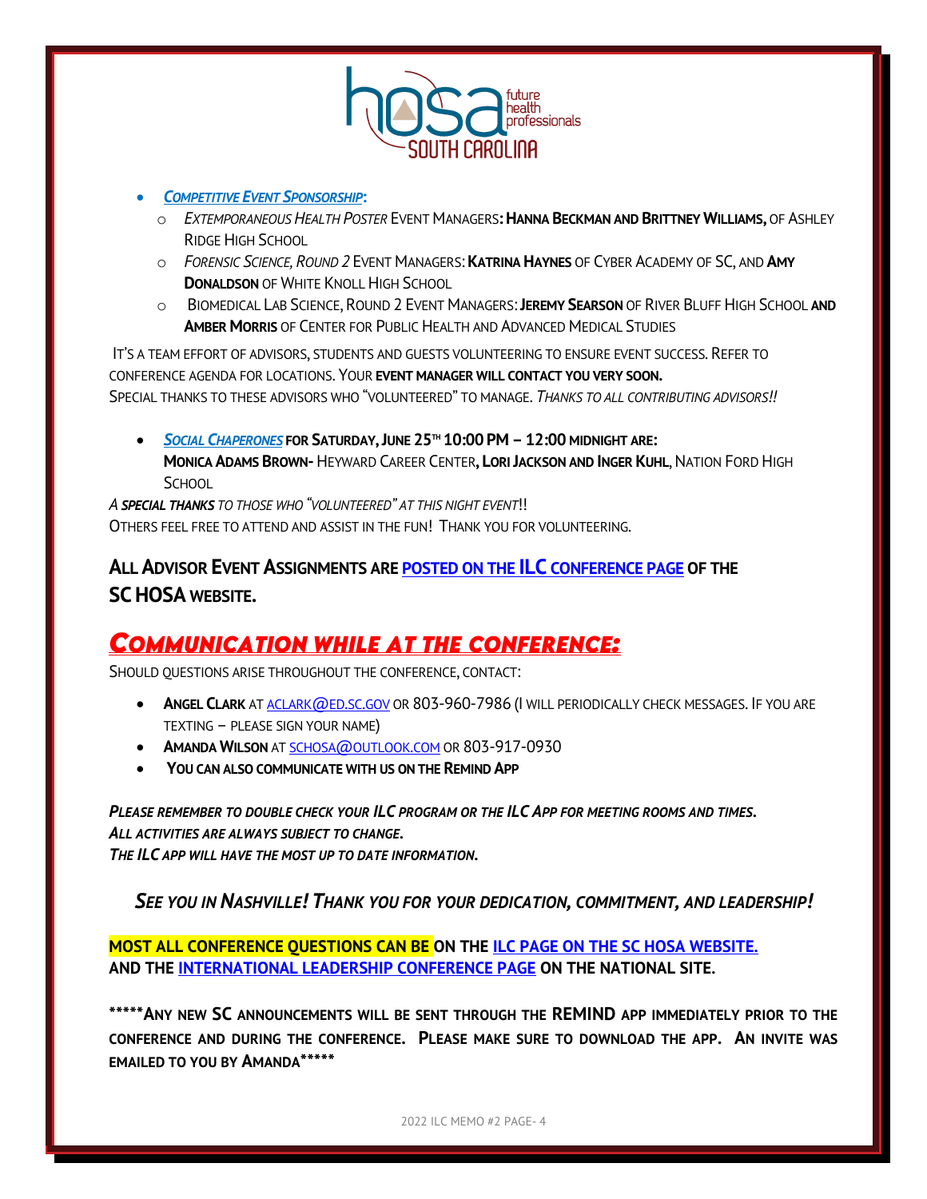- ***Competitive Event Sponsorship*:**
  - *Extemporaneous Health Poster* Event Managers**: Hanna Beckman and Brittney Williams,** of Ashley Ridge High School
  - *Forensic Science, Round 2* Event Managers: **Katrina Haynes** of Cyber Academy of SC, and **Amy Donaldson** of White Knoll High School
  - Biomedical Lab Science, Round 2 Event Managers: **Jeremy Searson** of River Bluff High School **and Amber Morris** of Center for Public Health and Advanced Medical Studies

It's a team effort of advisors, students and guests volunteering to ensure event success. Refer to conference agenda for locations. Your **event manager will contact you very soon.**
Special thanks to these advisors who "volunteered" to manage. *Thanks to all contributing advisors!!*

- ***Social Chaperones* for Saturday, June 25th 10:00 PM – 12:00 midnight are:**
  **Monica Adams Brown-** Heyward Career Center**, Lori Jackson and Inger Kuhl**, Nation Ford High School

*A **special thanks** to those who "volunteered" at this night event*!!
Others feel free to attend and assist in the fun! Thank you for volunteering.

**All Advisor Event Assignments are posted on the ILC conference page of the SC HOSA website.**

## *Communication while at the conference:*

Should questions arise throughout the conference, contact:

- **Angel Clark** at aclark@ed.sc.gov or 803-960-7986 (I will periodically check messages. If you are texting – please sign your name)
- **Amanda Wilson** at schosa@outlook.com or 803-917-0930
- **You can also communicate with us on the Remind App**

***Please remember to double check your ILC program or the ILC App for meeting rooms and times.***
***All activities are always subject to change.***
***The ILC app will have the most up to date information.***

***See you in Nashville! Thank you for your dedication, commitment, and leadership!***

**Most all conference questions can be on the ILC page on the SC HOSA website. and the International Leadership Conference page on the national site.**

**\*\*\*\*\*Any new SC announcements will be sent through the REMIND app immediately prior to the conference and during the conference. Please make sure to download the app. An invite was emailed to you by Amanda\*\*\*\*\***